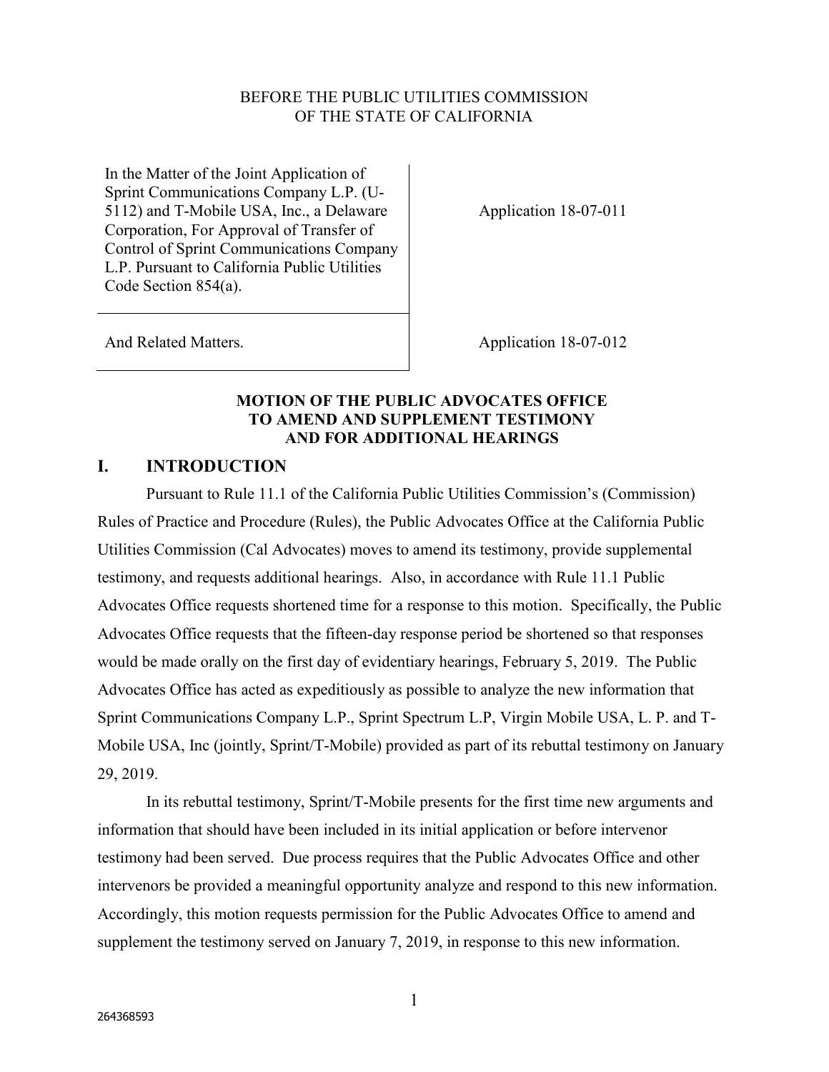BEFORE THE PUBLIC UTILITIES COMMISSION
OF THE STATE OF CALIFORNIA

| | |
|---|---|
| In the Matter of the Joint Application of Sprint Communications Company L.P. (U-5112) and T-Mobile USA, Inc., a Delaware Corporation, For Approval of Transfer of Control of Sprint Communications Company L.P. Pursuant to California Public Utilities Code Section 854(a). | Application 18-07-011 |
| And Related Matters. | Application 18-07-012 |

**MOTION OF THE PUBLIC ADVOCATES OFFICE TO AMEND AND SUPPLEMENT TESTIMONY AND FOR ADDITIONAL HEARINGS**

## I. INTRODUCTION

Pursuant to Rule 11.1 of the California Public Utilities Commission's (Commission) Rules of Practice and Procedure (Rules), the Public Advocates Office at the California Public Utilities Commission (Cal Advocates) moves to amend its testimony, provide supplemental testimony, and requests additional hearings. Also, in accordance with Rule 11.1 Public Advocates Office requests shortened time for a response to this motion. Specifically, the Public Advocates Office requests that the fifteen-day response period be shortened so that responses would be made orally on the first day of evidentiary hearings, February 5, 2019. The Public Advocates Office has acted as expeditiously as possible to analyze the new information that Sprint Communications Company L.P., Sprint Spectrum L.P, Virgin Mobile USA, L. P. and T-Mobile USA, Inc (jointly, Sprint/T-Mobile) provided as part of its rebuttal testimony on January 29, 2019.

In its rebuttal testimony, Sprint/T-Mobile presents for the first time new arguments and information that should have been included in its initial application or before intervenor testimony had been served. Due process requires that the Public Advocates Office and other intervenors be provided a meaningful opportunity analyze and respond to this new information. Accordingly, this motion requests permission for the Public Advocates Office to amend and supplement the testimony served on January 7, 2019, in response to this new information.

264368593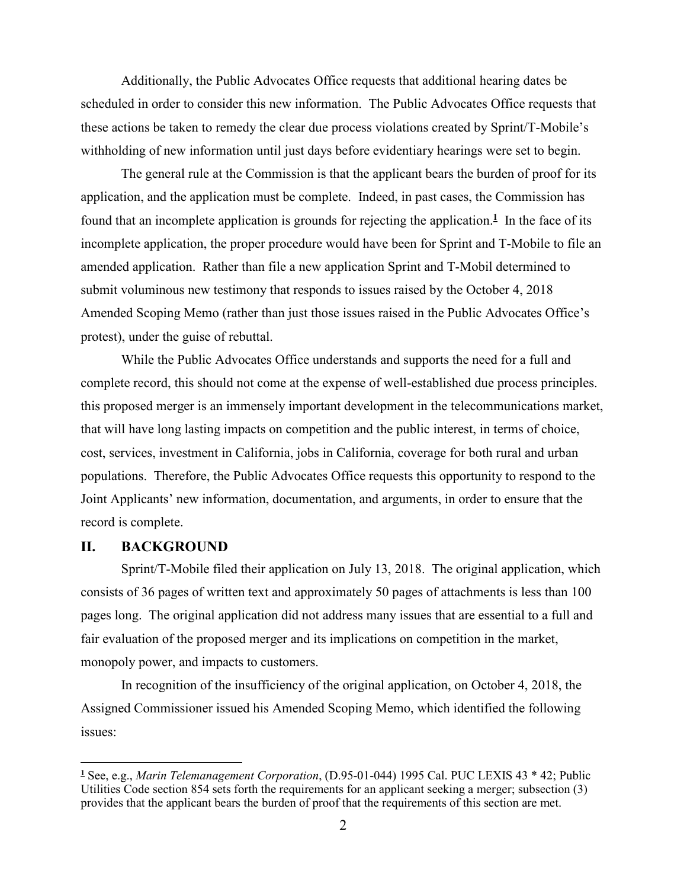Additionally, the Public Advocates Office requests that additional hearing dates be scheduled in order to consider this new information. The Public Advocates Office requests that these actions be taken to remedy the clear due process violations created by Sprint/T-Mobile's withholding of new information until just days before evidentiary hearings were set to begin.

The general rule at the Commission is that the applicant bears the burden of proof for its application, and the application must be complete. Indeed, in past cases, the Commission has found that an incomplete application is grounds for rejecting the application.[1] In the face of its incomplete application, the proper procedure would have been for Sprint and T-Mobile to file an amended application. Rather than file a new application Sprint and T-Mobil determined to submit voluminous new testimony that responds to issues raised by the October 4, 2018 Amended Scoping Memo (rather than just those issues raised in the Public Advocates Office's protest), under the guise of rebuttal.

While the Public Advocates Office understands and supports the need for a full and complete record, this should not come at the expense of well-established due process principles. this proposed merger is an immensely important development in the telecommunications market, that will have long lasting impacts on competition and the public interest, in terms of choice, cost, services, investment in California, jobs in California, coverage for both rural and urban populations. Therefore, the Public Advocates Office requests this opportunity to respond to the Joint Applicants' new information, documentation, and arguments, in order to ensure that the record is complete.

## II. BACKGROUND

Sprint/T-Mobile filed their application on July 13, 2018. The original application, which consists of 36 pages of written text and approximately 50 pages of attachments is less than 100 pages long. The original application did not address many issues that are essential to a full and fair evaluation of the proposed merger and its implications on competition in the market, monopoly power, and impacts to customers.

In recognition of the insufficiency of the original application, on October 4, 2018, the Assigned Commissioner issued his Amended Scoping Memo, which identified the following issues:

---

[1] See, e.g., *Marin Telemanagement Corporation*, (D.95-01-044) 1995 Cal. PUC LEXIS 43 * 42; Public Utilities Code section 854 sets forth the requirements for an applicant seeking a merger; subsection (3) provides that the applicant bears the burden of proof that the requirements of this section are met.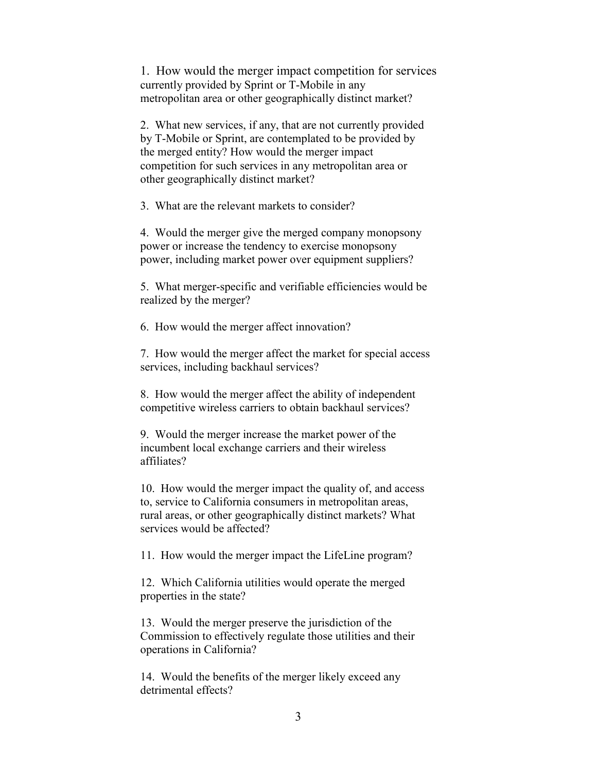1. How would the merger impact competition for services currently provided by Sprint or T-Mobile in any metropolitan area or other geographically distinct market?

2. What new services, if any, that are not currently provided by T-Mobile or Sprint, are contemplated to be provided by the merged entity? How would the merger impact competition for such services in any metropolitan area or other geographically distinct market?

3. What are the relevant markets to consider?

4. Would the merger give the merged company monopsony power or increase the tendency to exercise monopsony power, including market power over equipment suppliers?

5. What merger-specific and verifiable efficiencies would be realized by the merger?

6. How would the merger affect innovation?

7. How would the merger affect the market for special access services, including backhaul services?

8. How would the merger affect the ability of independent competitive wireless carriers to obtain backhaul services?

9. Would the merger increase the market power of the incumbent local exchange carriers and their wireless affiliates?

10. How would the merger impact the quality of, and access to, service to California consumers in metropolitan areas, rural areas, or other geographically distinct markets? What services would be affected?

11. How would the merger impact the LifeLine program?

12. Which California utilities would operate the merged properties in the state?

13. Would the merger preserve the jurisdiction of the Commission to effectively regulate those utilities and their operations in California?

14. Would the benefits of the merger likely exceed any detrimental effects?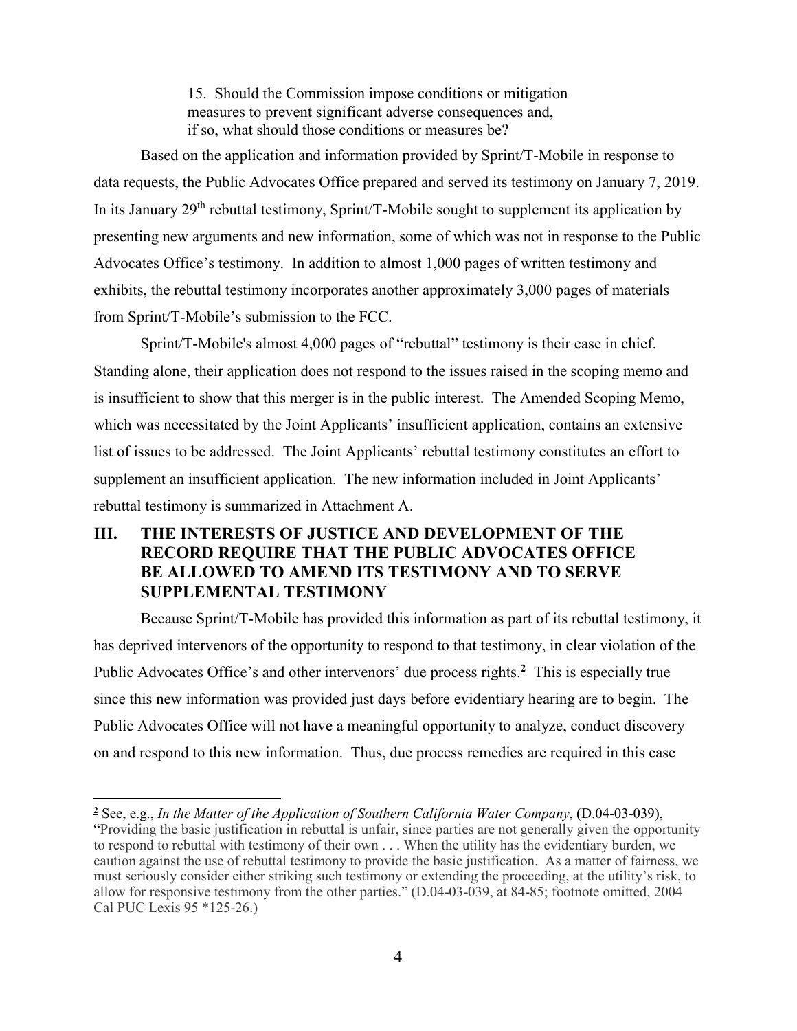15. Should the Commission impose conditions or mitigation measures to prevent significant adverse consequences and, if so, what should those conditions or measures be?

Based on the application and information provided by Sprint/T-Mobile in response to data requests, the Public Advocates Office prepared and served its testimony on January 7, 2019. In its January 29th rebuttal testimony, Sprint/T-Mobile sought to supplement its application by presenting new arguments and new information, some of which was not in response to the Public Advocates Office's testimony. In addition to almost 1,000 pages of written testimony and exhibits, the rebuttal testimony incorporates another approximately 3,000 pages of materials from Sprint/T-Mobile's submission to the FCC.

Sprint/T-Mobile's almost 4,000 pages of "rebuttal" testimony is their case in chief. Standing alone, their application does not respond to the issues raised in the scoping memo and is insufficient to show that this merger is in the public interest. The Amended Scoping Memo, which was necessitated by the Joint Applicants' insufficient application, contains an extensive list of issues to be addressed. The Joint Applicants' rebuttal testimony constitutes an effort to supplement an insufficient application. The new information included in Joint Applicants' rebuttal testimony is summarized in Attachment A.

## III. THE INTERESTS OF JUSTICE AND DEVELOPMENT OF THE RECORD REQUIRE THAT THE PUBLIC ADVOCATES OFFICE BE ALLOWED TO AMEND ITS TESTIMONY AND TO SERVE SUPPLEMENTAL TESTIMONY

Because Sprint/T-Mobile has provided this information as part of its rebuttal testimony, it has deprived intervenors of the opportunity to respond to that testimony, in clear violation of the Public Advocates Office's and other intervenors' due process rights.[2] This is especially true since this new information was provided just days before evidentiary hearing are to begin. The Public Advocates Office will not have a meaningful opportunity to analyze, conduct discovery on and respond to this new information. Thus, due process remedies are required in this case

[2] See, e.g., *In the Matter of the Application of Southern California Water Company*, (D.04-03-039), "Providing the basic justification in rebuttal is unfair, since parties are not generally given the opportunity to respond to rebuttal with testimony of their own . . . When the utility has the evidentiary burden, we caution against the use of rebuttal testimony to provide the basic justification. As a matter of fairness, we must seriously consider either striking such testimony or extending the proceeding, at the utility's risk, to allow for responsive testimony from the other parties." (D.04-03-039, at 84-85; footnote omitted, 2004 Cal PUC Lexis 95 *125-26.)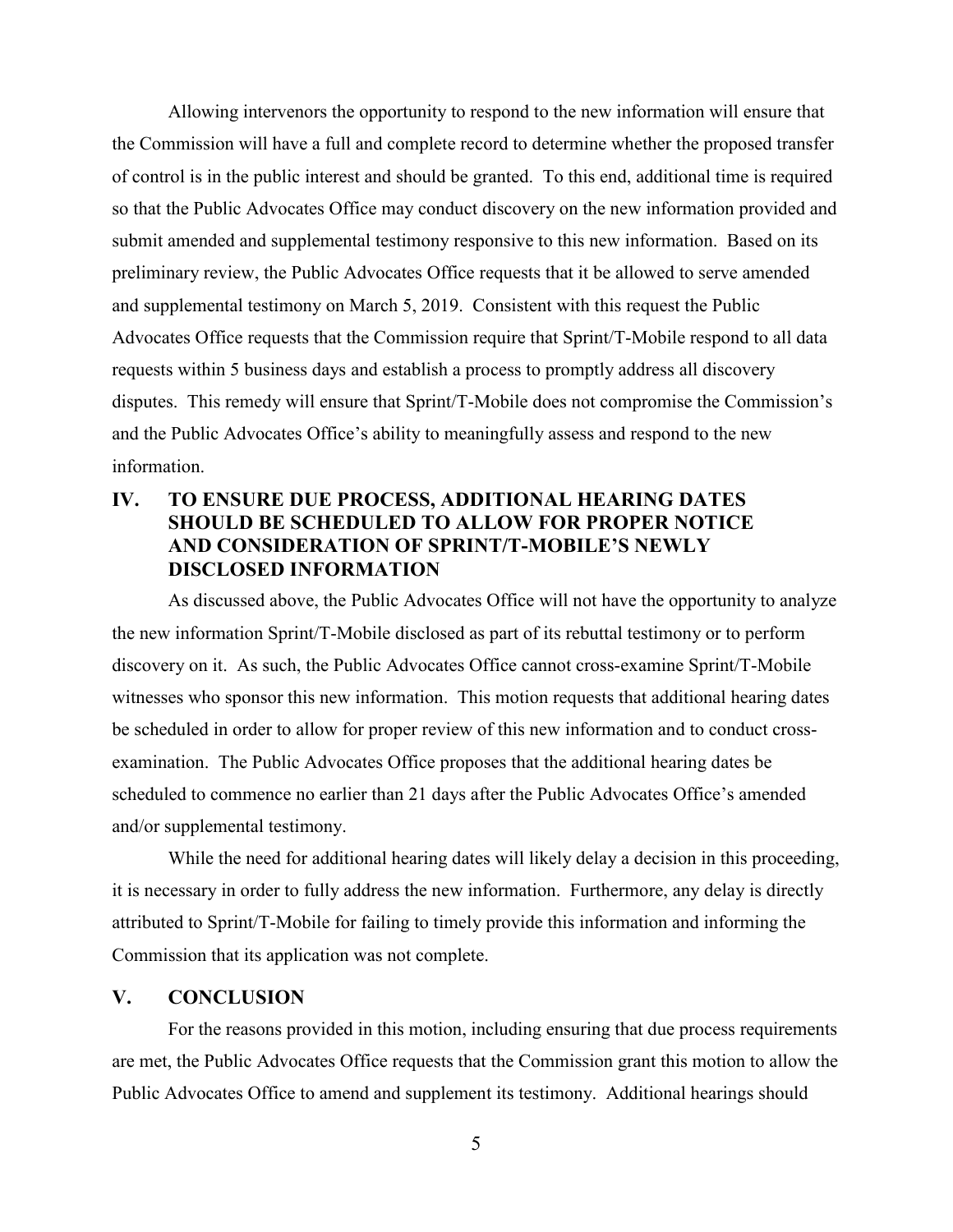Allowing intervenors the opportunity to respond to the new information will ensure that the Commission will have a full and complete record to determine whether the proposed transfer of control is in the public interest and should be granted. To this end, additional time is required so that the Public Advocates Office may conduct discovery on the new information provided and submit amended and supplemental testimony responsive to this new information. Based on its preliminary review, the Public Advocates Office requests that it be allowed to serve amended and supplemental testimony on March 5, 2019. Consistent with this request the Public Advocates Office requests that the Commission require that Sprint/T-Mobile respond to all data requests within 5 business days and establish a process to promptly address all discovery disputes. This remedy will ensure that Sprint/T-Mobile does not compromise the Commission's and the Public Advocates Office's ability to meaningfully assess and respond to the new information.

## IV. TO ENSURE DUE PROCESS, ADDITIONAL HEARING DATES SHOULD BE SCHEDULED TO ALLOW FOR PROPER NOTICE AND CONSIDERATION OF SPRINT/T-MOBILE'S NEWLY DISCLOSED INFORMATION

As discussed above, the Public Advocates Office will not have the opportunity to analyze the new information Sprint/T-Mobile disclosed as part of its rebuttal testimony or to perform discovery on it. As such, the Public Advocates Office cannot cross-examine Sprint/T-Mobile witnesses who sponsor this new information. This motion requests that additional hearing dates be scheduled in order to allow for proper review of this new information and to conduct cross-examination. The Public Advocates Office proposes that the additional hearing dates be scheduled to commence no earlier than 21 days after the Public Advocates Office's amended and/or supplemental testimony.

While the need for additional hearing dates will likely delay a decision in this proceeding, it is necessary in order to fully address the new information. Furthermore, any delay is directly attributed to Sprint/T-Mobile for failing to timely provide this information and informing the Commission that its application was not complete.

## V. CONCLUSION

For the reasons provided in this motion, including ensuring that due process requirements are met, the Public Advocates Office requests that the Commission grant this motion to allow the Public Advocates Office to amend and supplement its testimony. Additional hearings should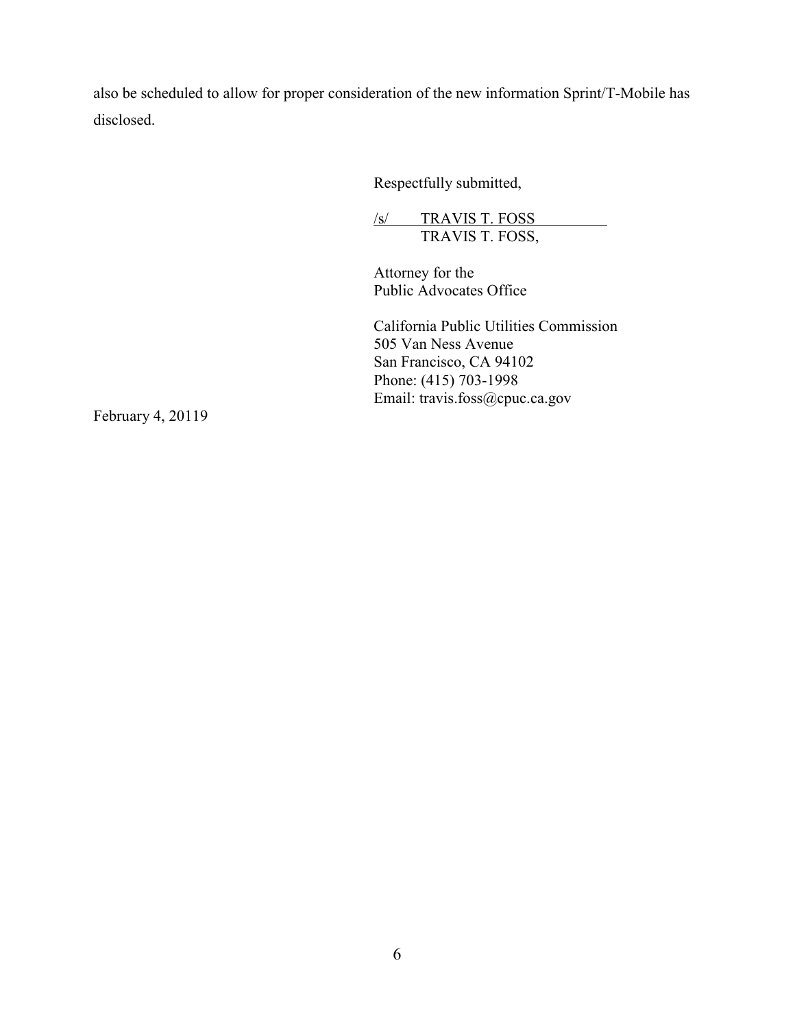also be scheduled to allow for proper consideration of the new information Sprint/T-Mobile has disclosed.

Respectfully submitted,

/s/ TRAVIS T. FOSS
TRAVIS T. FOSS,

Attorney for the
Public Advocates Office

California Public Utilities Commission
505 Van Ness Avenue
San Francisco, CA 94102
Phone: (415) 703-1998
Email: travis.foss@cpuc.ca.gov

February 4, 20119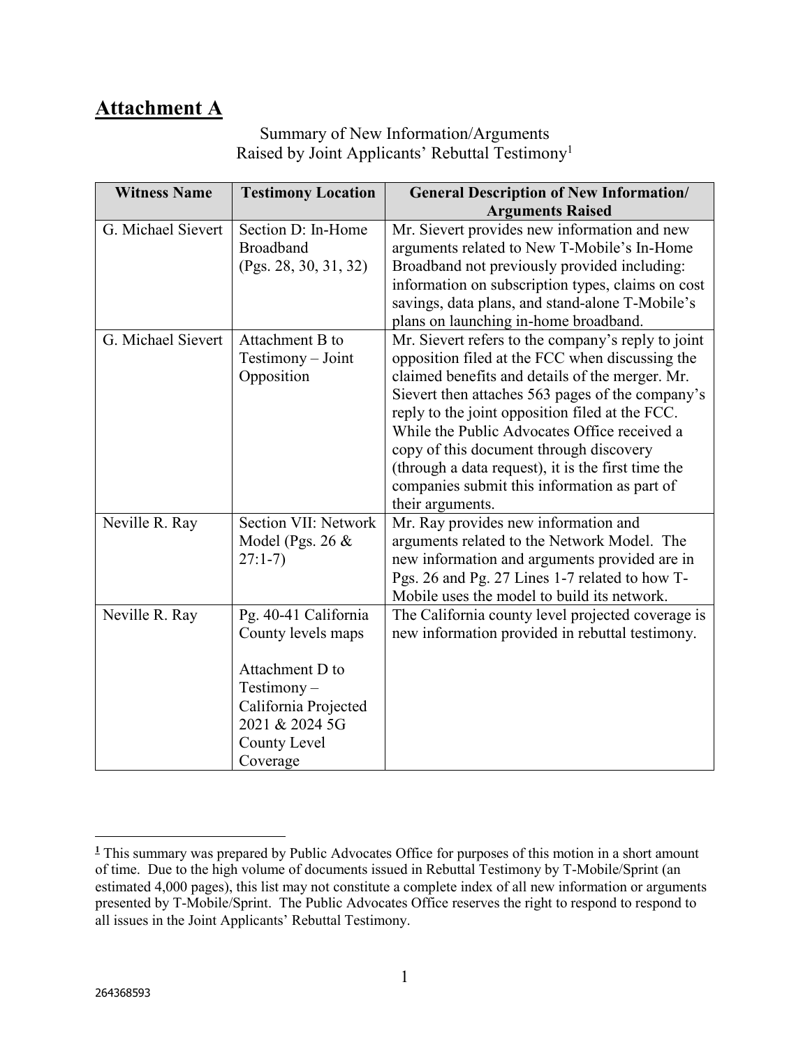# Attachment A

Summary of New Information/Arguments
Raised by Joint Applicants' Rebuttal Testimony[1]

| Witness Name | Testimony Location | General Description of New Information/ Arguments Raised |
|---|---|---|
| G. Michael Sievert | Section D: In-Home Broadband (Pgs. 28, 30, 31, 32) | Mr. Sievert provides new information and new arguments related to New T-Mobile's In-Home Broadband not previously provided including: information on subscription types, claims on cost savings, data plans, and stand-alone T-Mobile's plans on launching in-home broadband. |
| G. Michael Sievert | Attachment B to Testimony – Joint Opposition | Mr. Sievert refers to the company's reply to joint opposition filed at the FCC when discussing the claimed benefits and details of the merger. Mr. Sievert then attaches 563 pages of the company's reply to the joint opposition filed at the FCC. While the Public Advocates Office received a copy of this document through discovery (through a data request), it is the first time the companies submit this information as part of their arguments. |
| Neville R. Ray | Section VII: Network Model (Pgs. 26 & 27:1-7) | Mr. Ray provides new information and arguments related to the Network Model. The new information and arguments provided are in Pgs. 26 and Pg. 27 Lines 1-7 related to how T-Mobile uses the model to build its network. |
| Neville R. Ray | Pg. 40-41 California County levels maps<br><br>Attachment D to Testimony – California Projected 2021 & 2024 5G County Level Coverage | The California county level projected coverage is new information provided in rebuttal testimony. |

[1] This summary was prepared by Public Advocates Office for purposes of this motion in a short amount of time. Due to the high volume of documents issued in Rebuttal Testimony by T-Mobile/Sprint (an estimated 4,000 pages), this list may not constitute a complete index of all new information or arguments presented by T-Mobile/Sprint. The Public Advocates Office reserves the right to respond to respond to all issues in the Joint Applicants' Rebuttal Testimony.

264368593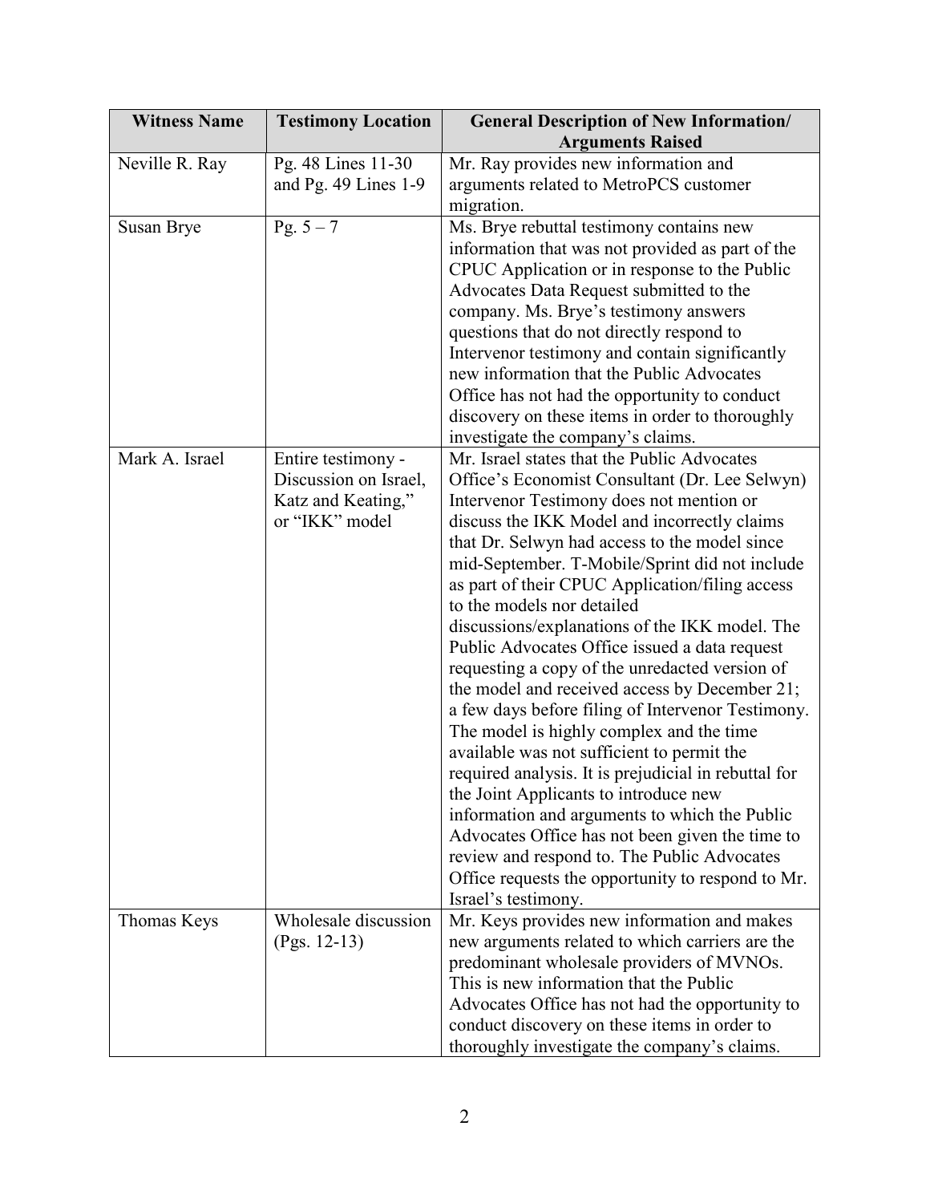| Witness Name | Testimony Location | General Description of New Information/ Arguments Raised |
|---|---|---|
| Neville R. Ray | Pg. 48 Lines 11-30 and Pg. 49 Lines 1-9 | Mr. Ray provides new information and arguments related to MetroPCS customer migration. |
| Susan Brye | Pg. 5 – 7 | Ms. Brye rebuttal testimony contains new information that was not provided as part of the CPUC Application or in response to the Public Advocates Data Request submitted to the company. Ms. Brye's testimony answers questions that do not directly respond to Intervenor testimony and contain significantly new information that the Public Advocates Office has not had the opportunity to conduct discovery on these items in order to thoroughly investigate the company's claims. |
| Mark A. Israel | Entire testimony - Discussion on Israel, Katz and Keating," or "IKK" model | Mr. Israel states that the Public Advocates Office's Economist Consultant (Dr. Lee Selwyn) Intervenor Testimony does not mention or discuss the IKK Model and incorrectly claims that Dr. Selwyn had access to the model since mid-September. T-Mobile/Sprint did not include as part of their CPUC Application/filing access to the models nor detailed discussions/explanations of the IKK model. The Public Advocates Office issued a data request requesting a copy of the unredacted version of the model and received access by December 21; a few days before filing of Intervenor Testimony. The model is highly complex and the time available was not sufficient to permit the required analysis. It is prejudicial in rebuttal for the Joint Applicants to introduce new information and arguments to which the Public Advocates Office has not been given the time to review and respond to. The Public Advocates Office requests the opportunity to respond to Mr. Israel's testimony. |
| Thomas Keys | Wholesale discussion (Pgs. 12-13) | Mr. Keys provides new information and makes new arguments related to which carriers are the predominant wholesale providers of MVNOs. This is new information that the Public Advocates Office has not had the opportunity to conduct discovery on these items in order to thoroughly investigate the company's claims. |